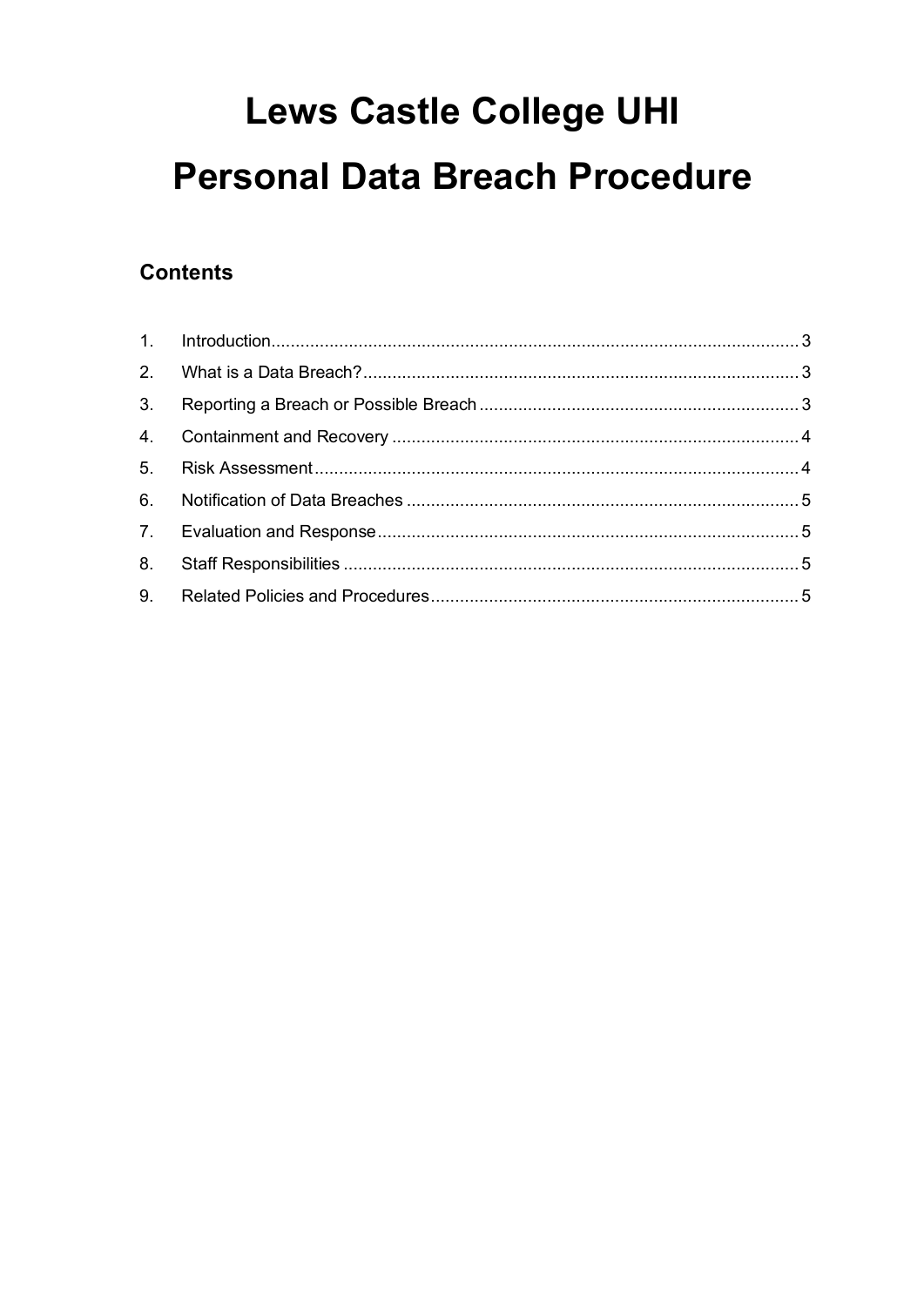# Lews Castle College UHI

# Personal Data Breach Procedure

## Contents

1. Introduction............................................................................................................ 3
2. What is a Data Breach?......................................................................................... 3
3. Reporting a Breach or Possible Breach .................................................................. 3
4. Containment and Recovery ................................................................................... 4
5. Risk Assessment.................................................................................................... 4
6. Notification of Data Breaches ................................................................................ 5
7. Evaluation and Response....................................................................................... 5
8. Staff Responsibilities ............................................................................................. 5
9. Related Policies and Procedures............................................................................ 5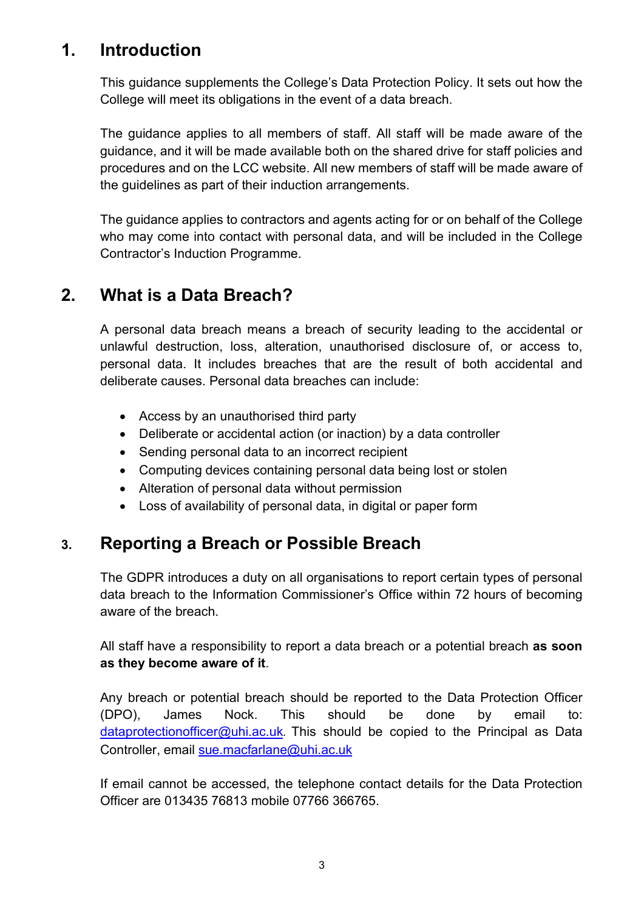## 1. Introduction

This guidance supplements the College's Data Protection Policy. It sets out how the College will meet its obligations in the event of a data breach.

The guidance applies to all members of staff. All staff will be made aware of the guidance, and it will be made available both on the shared drive for staff policies and procedures and on the LCC website. All new members of staff will be made aware of the guidelines as part of their induction arrangements.

The guidance applies to contractors and agents acting for or on behalf of the College who may come into contact with personal data, and will be included in the College Contractor's Induction Programme.

## 2. What is a Data Breach?

A personal data breach means a breach of security leading to the accidental or unlawful destruction, loss, alteration, unauthorised disclosure of, or access to, personal data. It includes breaches that are the result of both accidental and deliberate causes. Personal data breaches can include:

- Access by an unauthorised third party
- Deliberate or accidental action (or inaction) by a data controller
- Sending personal data to an incorrect recipient
- Computing devices containing personal data being lost or stolen
- Alteration of personal data without permission
- Loss of availability of personal data, in digital or paper form

## 3. Reporting a Breach or Possible Breach

The GDPR introduces a duty on all organisations to report certain types of personal data breach to the Information Commissioner's Office within 72 hours of becoming aware of the breach.

All staff have a responsibility to report a data breach or a potential breach **as soon as they become aware of it**.

Any breach or potential breach should be reported to the Data Protection Officer (DPO), James Nock. This should be done by email to: dataprotectionofficer@uhi.ac.uk. This should be copied to the Principal as Data Controller, email sue.macfarlane@uhi.ac.uk

If email cannot be accessed, the telephone contact details for the Data Protection Officer are 013435 76813 mobile 07766 366765.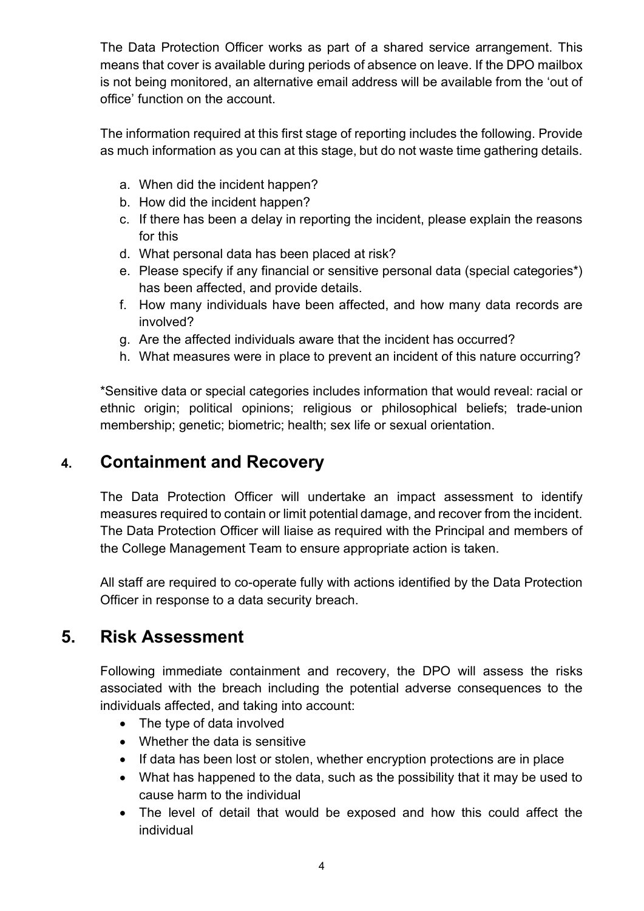The Data Protection Officer works as part of a shared service arrangement. This means that cover is available during periods of absence on leave. If the DPO mailbox is not being monitored, an alternative email address will be available from the 'out of office' function on the account.

The information required at this first stage of reporting includes the following. Provide as much information as you can at this stage, but do not waste time gathering details.

a. When did the incident happen?
b. How did the incident happen?
c. If there has been a delay in reporting the incident, please explain the reasons for this
d. What personal data has been placed at risk?
e. Please specify if any financial or sensitive personal data (special categories*) has been affected, and provide details.
f. How many individuals have been affected, and how many data records are involved?
g. Are the affected individuals aware that the incident has occurred?
h. What measures were in place to prevent an incident of this nature occurring?

*Sensitive data or special categories includes information that would reveal: racial or ethnic origin; political opinions; religious or philosophical beliefs; trade-union membership; genetic; biometric; health; sex life or sexual orientation.

## 4. Containment and Recovery

The Data Protection Officer will undertake an impact assessment to identify measures required to contain or limit potential damage, and recover from the incident. The Data Protection Officer will liaise as required with the Principal and members of the College Management Team to ensure appropriate action is taken.

All staff are required to co-operate fully with actions identified by the Data Protection Officer in response to a data security breach.

## 5. Risk Assessment

Following immediate containment and recovery, the DPO will assess the risks associated with the breach including the potential adverse consequences to the individuals affected, and taking into account:

- The type of data involved
- Whether the data is sensitive
- If data has been lost or stolen, whether encryption protections are in place
- What has happened to the data, such as the possibility that it may be used to cause harm to the individual
- The level of detail that would be exposed and how this could affect the individual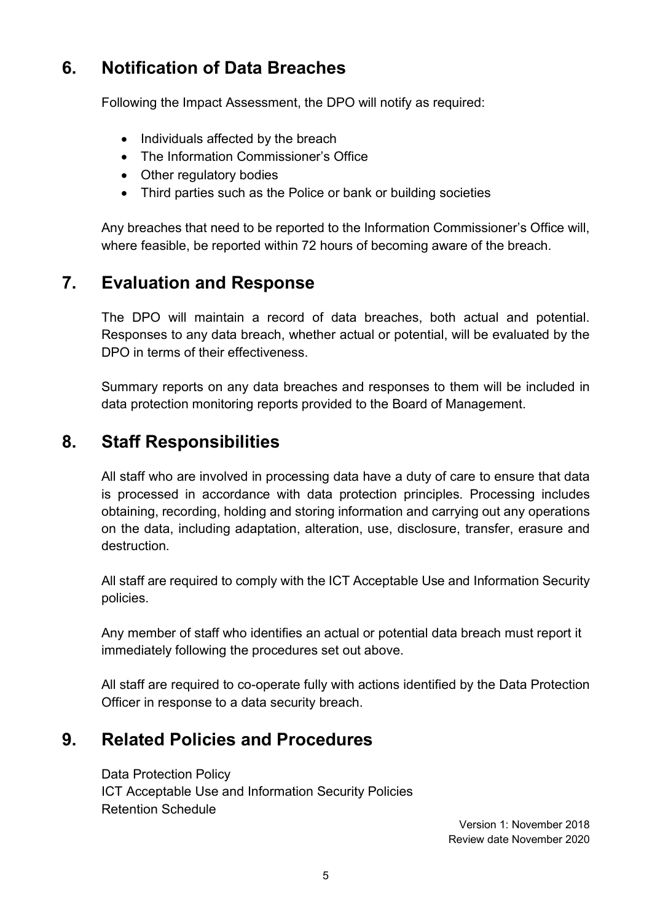## 6. Notification of Data Breaches

Following the Impact Assessment, the DPO will notify as required:

- Individuals affected by the breach
- The Information Commissioner's Office
- Other regulatory bodies
- Third parties such as the Police or bank or building societies

Any breaches that need to be reported to the Information Commissioner's Office will, where feasible, be reported within 72 hours of becoming aware of the breach.

## 7. Evaluation and Response

The DPO will maintain a record of data breaches, both actual and potential. Responses to any data breach, whether actual or potential, will be evaluated by the DPO in terms of their effectiveness.

Summary reports on any data breaches and responses to them will be included in data protection monitoring reports provided to the Board of Management.

## 8. Staff Responsibilities

All staff who are involved in processing data have a duty of care to ensure that data is processed in accordance with data protection principles. Processing includes obtaining, recording, holding and storing information and carrying out any operations on the data, including adaptation, alteration, use, disclosure, transfer, erasure and destruction.

All staff are required to comply with the ICT Acceptable Use and Information Security policies.

Any member of staff who identifies an actual or potential data breach must report it immediately following the procedures set out above.

All staff are required to co-operate fully with actions identified by the Data Protection Officer in response to a data security breach.

## 9. Related Policies and Procedures

Data Protection Policy
ICT Acceptable Use and Information Security Policies
Retention Schedule

Version 1: November 2018
Review date November 2020